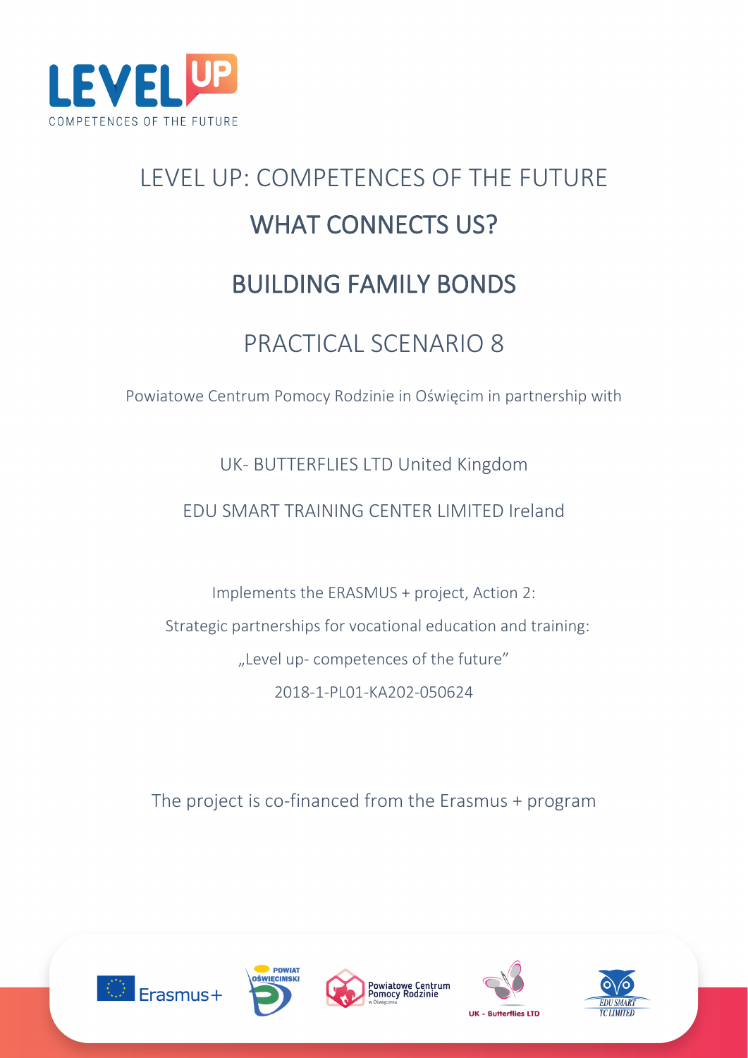# LEVEL UP: COMPETENCES OF THE FUTURE

## WHAT CONNECTS US?

## BUILDING FAMILY BONDS

## PRACTICAL SCENARIO 8

Powiatowe Centrum Pomocy Rodzinie in Oświęcim in partnership with

UK- BUTTERFLIES LTD United Kingdom

EDU SMART TRAINING CENTER LIMITED Ireland

Implements the ERASMUS + project, Action 2:

Strategic partnerships for vocational education and training:

„Level up- competences of the future"

2018-1-PL01-KA202-050624

The project is co-financed from the Erasmus + program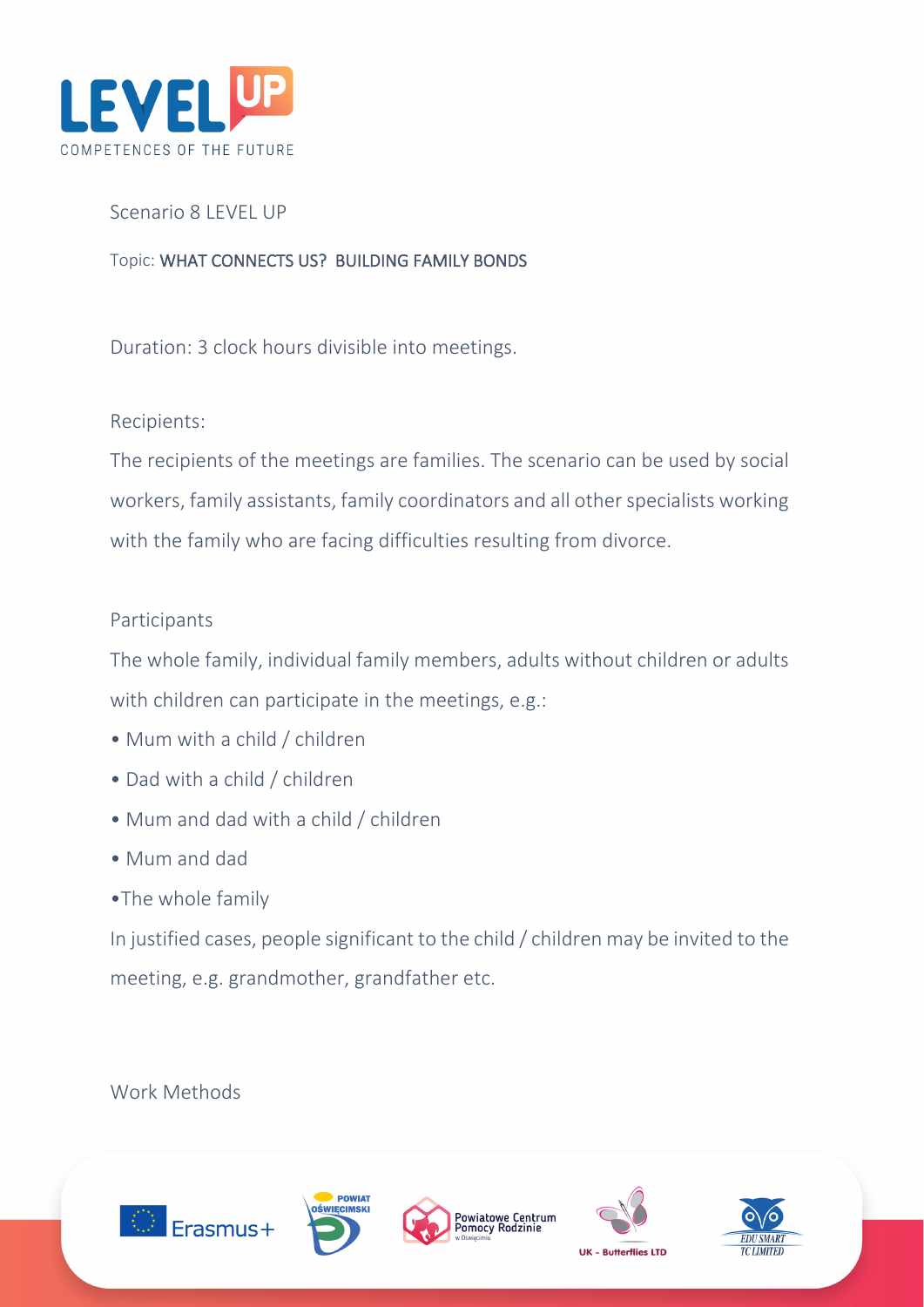Scenario 8 LEVEL UP

Topic: WHAT CONNECTS US? BUILDING FAMILY BONDS

Duration: 3 clock hours divisible into meetings.

Recipients:

The recipients of the meetings are families. The scenario can be used by social workers, family assistants, family coordinators and all other specialists working with the family who are facing difficulties resulting from divorce.

Participants

The whole family, individual family members, adults without children or adults with children can participate in the meetings, e.g.:

- Mum with a child / children
- Dad with a child / children
- Mum and dad with a child / children
- Mum and dad
- The whole family

In justified cases, people significant to the child / children may be invited to the meeting, e.g. grandmother, grandfather etc.

Work Methods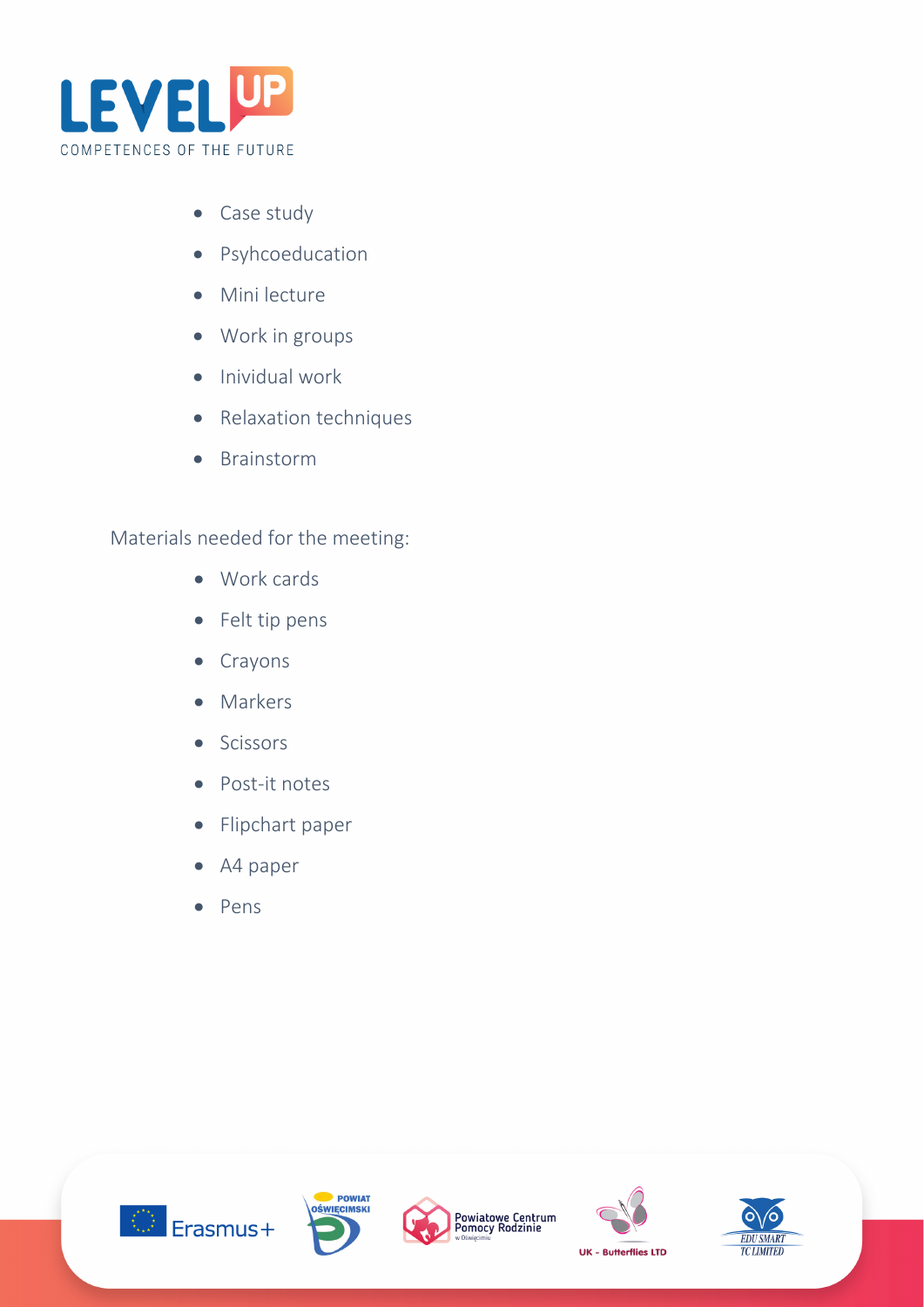- Case study
- Psyhcoeducation
- Mini lecture
- Work in groups
- Inividual work
- Relaxation techniques
- Brainstorm

Materials needed for the meeting:

- Work cards
- Felt tip pens
- Crayons
- Markers
- Scissors
- Post-it notes
- Flipchart paper
- A4 paper
- Pens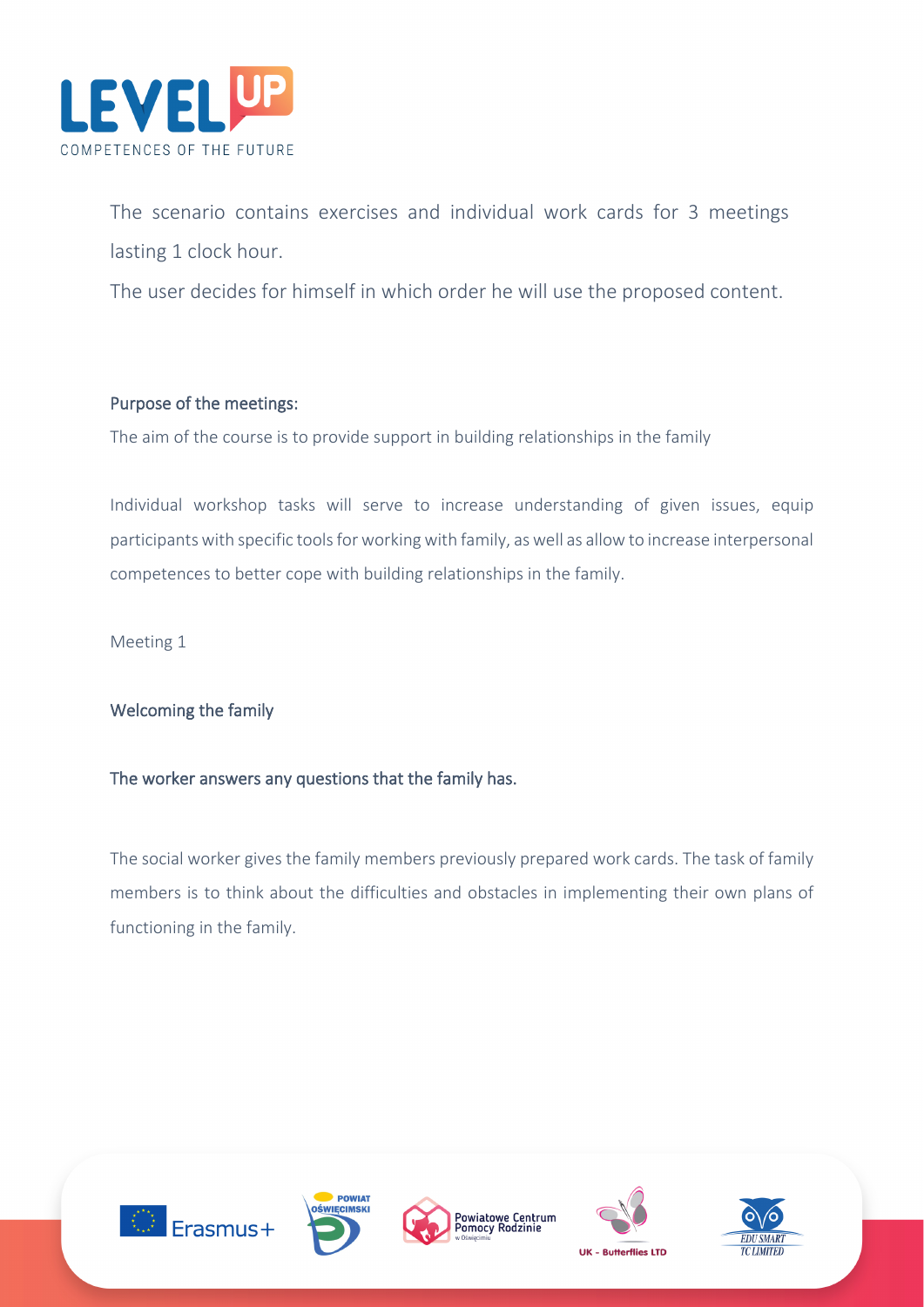The scenario contains exercises and individual work cards for 3 meetings lasting 1 clock hour.

The user decides for himself in which order he will use the proposed content.

### Purpose of the meetings:

The aim of the course is to provide support in building relationships in the family

Individual workshop tasks will serve to increase understanding of given issues, equip participants with specific tools for working with family, as well as allow to increase interpersonal competences to better cope with building relationships in the family.

Meeting 1

### Welcoming the family

### The worker answers any questions that the family has.

The social worker gives the family members previously prepared work cards. The task of family members is to think about the difficulties and obstacles in implementing their own plans of functioning in the family.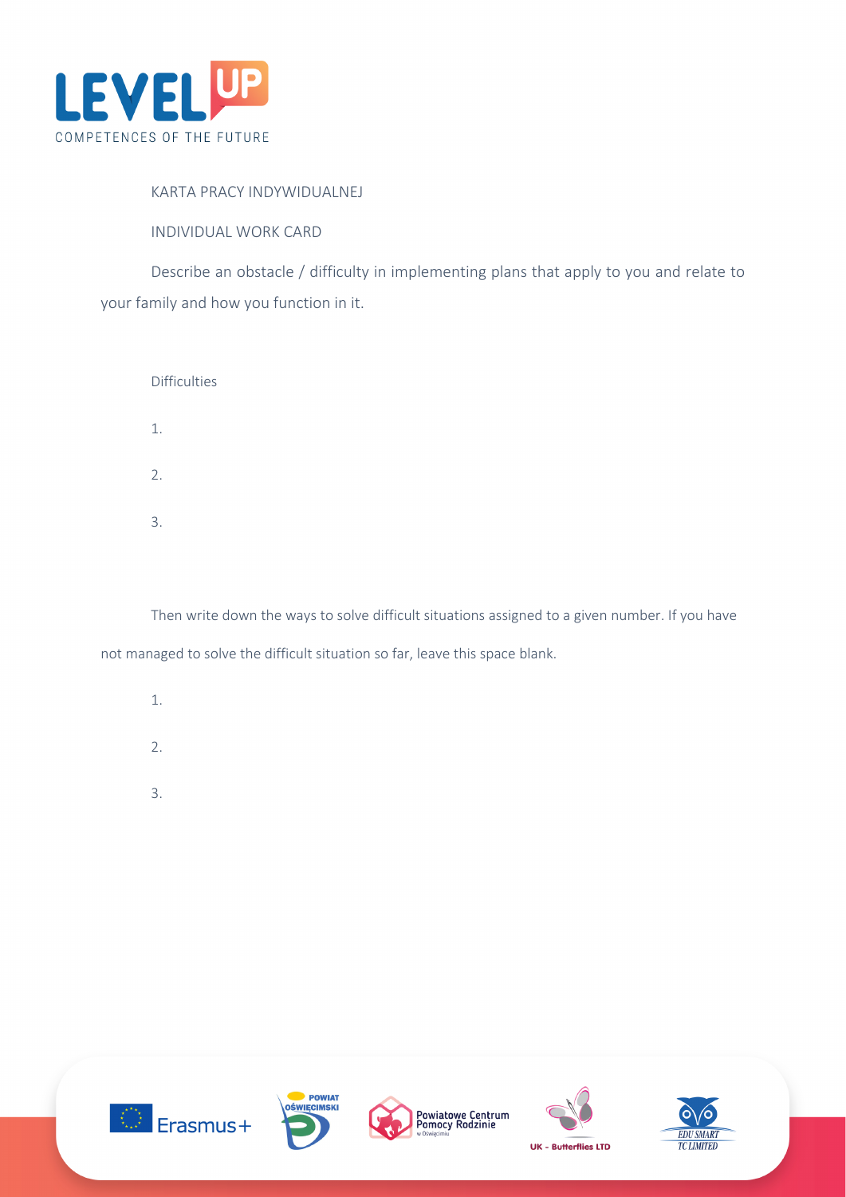KARTA PRACY INDYWIDUALNEJ

INDIVIDUAL WORK CARD

Describe an obstacle / difficulty in implementing plans that apply to you and relate to your family and how you function in it.

Difficulties

1.

2.

3.

Then write down the ways to solve difficult situations assigned to a given number. If you have not managed to solve the difficult situation so far, leave this space blank.

1.

2.

3.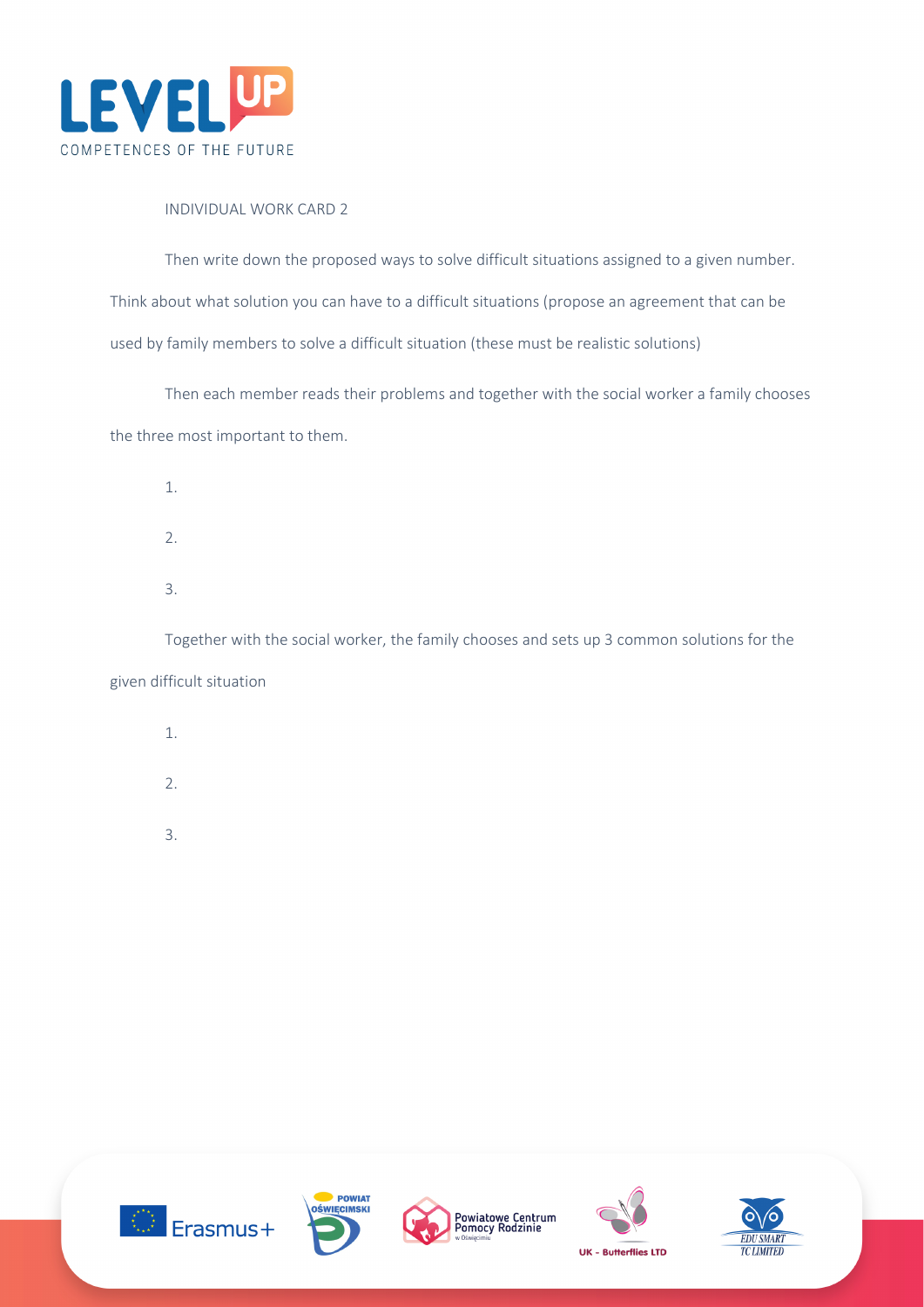INDIVIDUAL WORK CARD 2

Then write down the proposed ways to solve difficult situations assigned to a given number. Think about what solution you can have to a difficult situations (propose an agreement that can be used by family members to solve a difficult situation (these must be realistic solutions)

Then each member reads their problems and together with the social worker a family chooses the three most important to them.

1.

2.

3.

Together with the social worker, the family chooses and sets up 3 common solutions for the given difficult situation

1.

2.

3.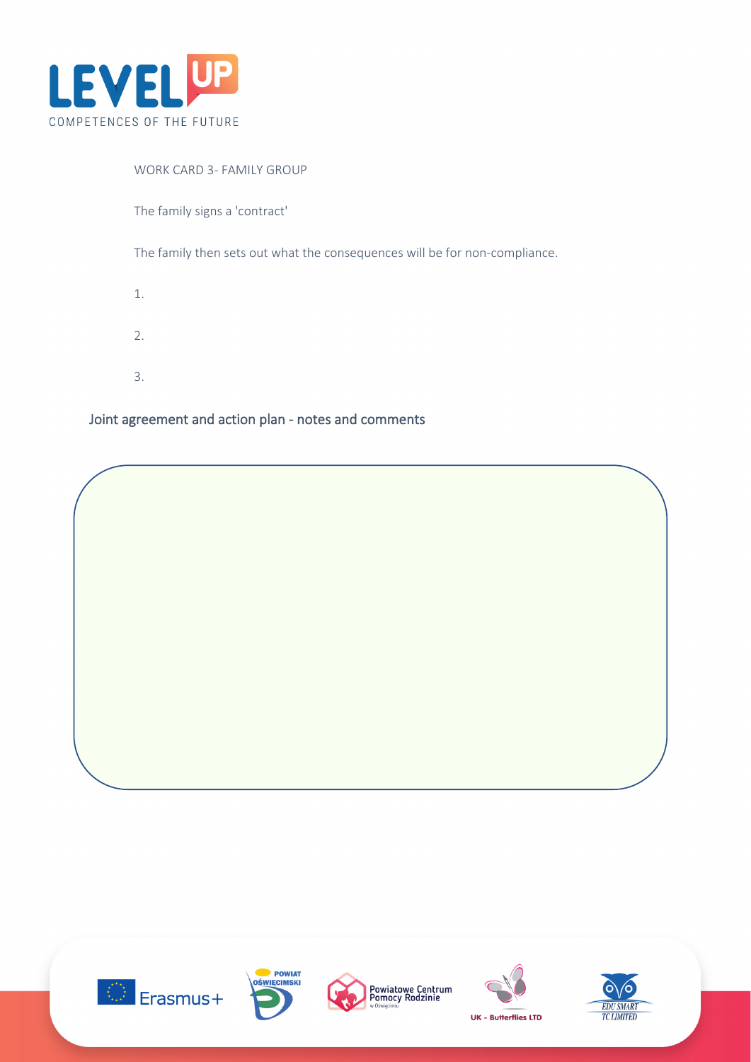WORK CARD 3- FAMILY GROUP

The family signs a 'contract'

The family then sets out what the consequences will be for non-compliance.

1.

2.

3.

## Joint agreement and action plan - notes and comments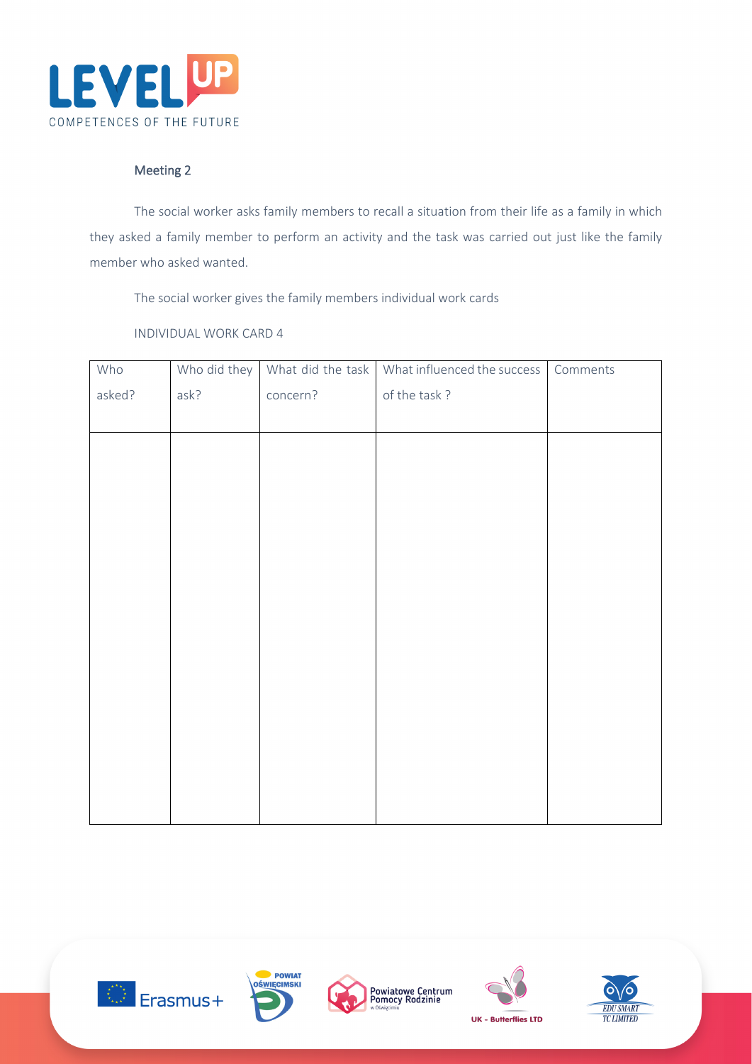## Meeting 2

The social worker asks family members to recall a situation from their life as a family in which they asked a family member to perform an activity and the task was carried out just like the family member who asked wanted.

The social worker gives the family members individual work cards

INDIVIDUAL WORK CARD 4

| Who asked? | Who did they ask? | What did the task concern? | What influenced the success of the task ? | Comments |
|---|---|---|---|---|
| | | | | |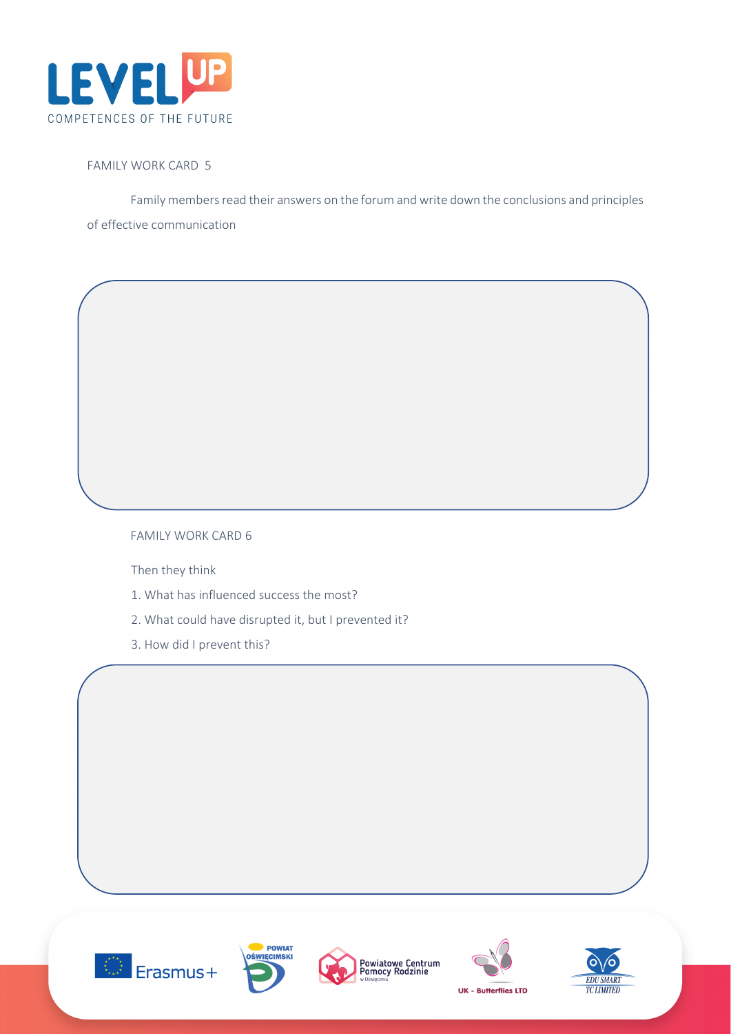FAMILY WORK CARD 5

Family members read their answers on the forum and write down the conclusions and principles of effective communication

FAMILY WORK CARD 6

Then they think

1. What has influenced success the most?
2. What could have disrupted it, but I prevented it?
3. How did I prevent this?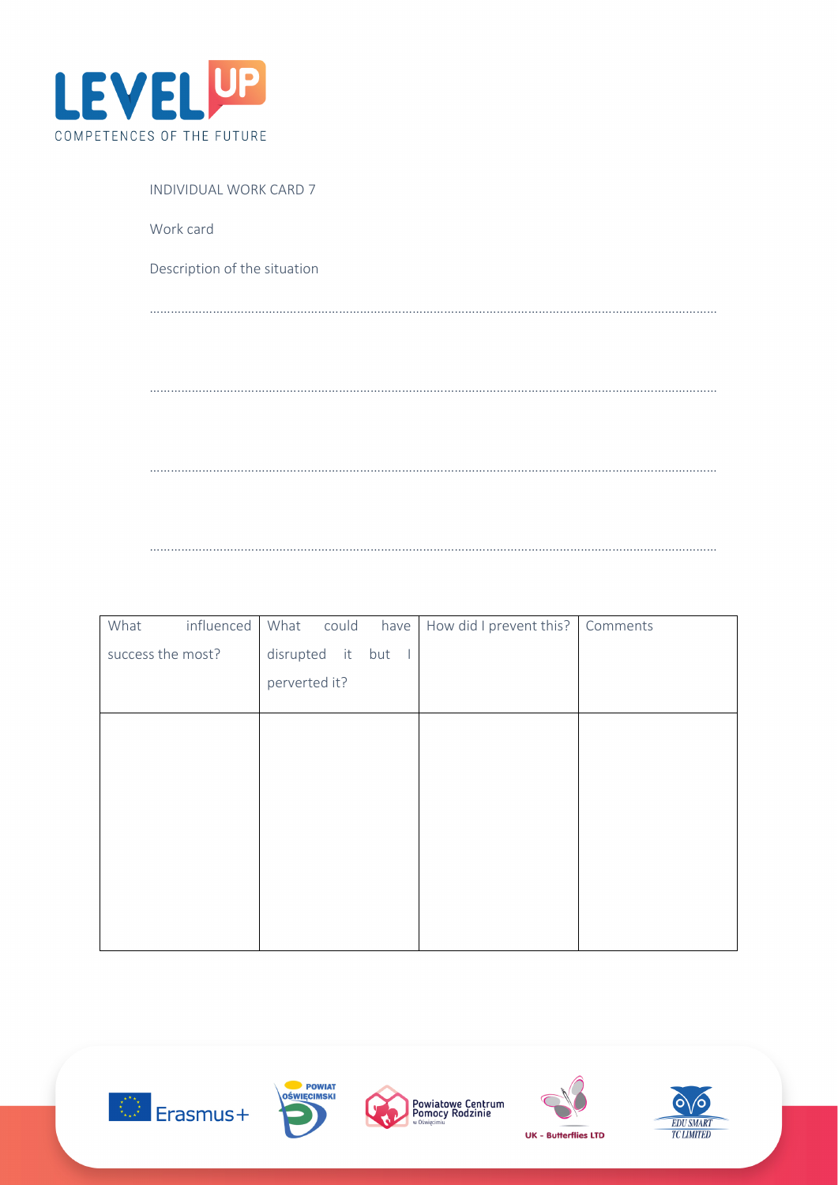INDIVIDUAL WORK CARD 7

Work card

Description of the situation

……………………………………………………………………………………………………………………………………………

……………………………………………………………………………………………………………………………………………

……………………………………………………………………………………………………………………………………………

……………………………………………………………………………………………………………………………………………

| What influenced success the most? | What could have disrupted it but I perverted it? | How did I prevent this? | Comments |
|---|---|---|---|
| | | | |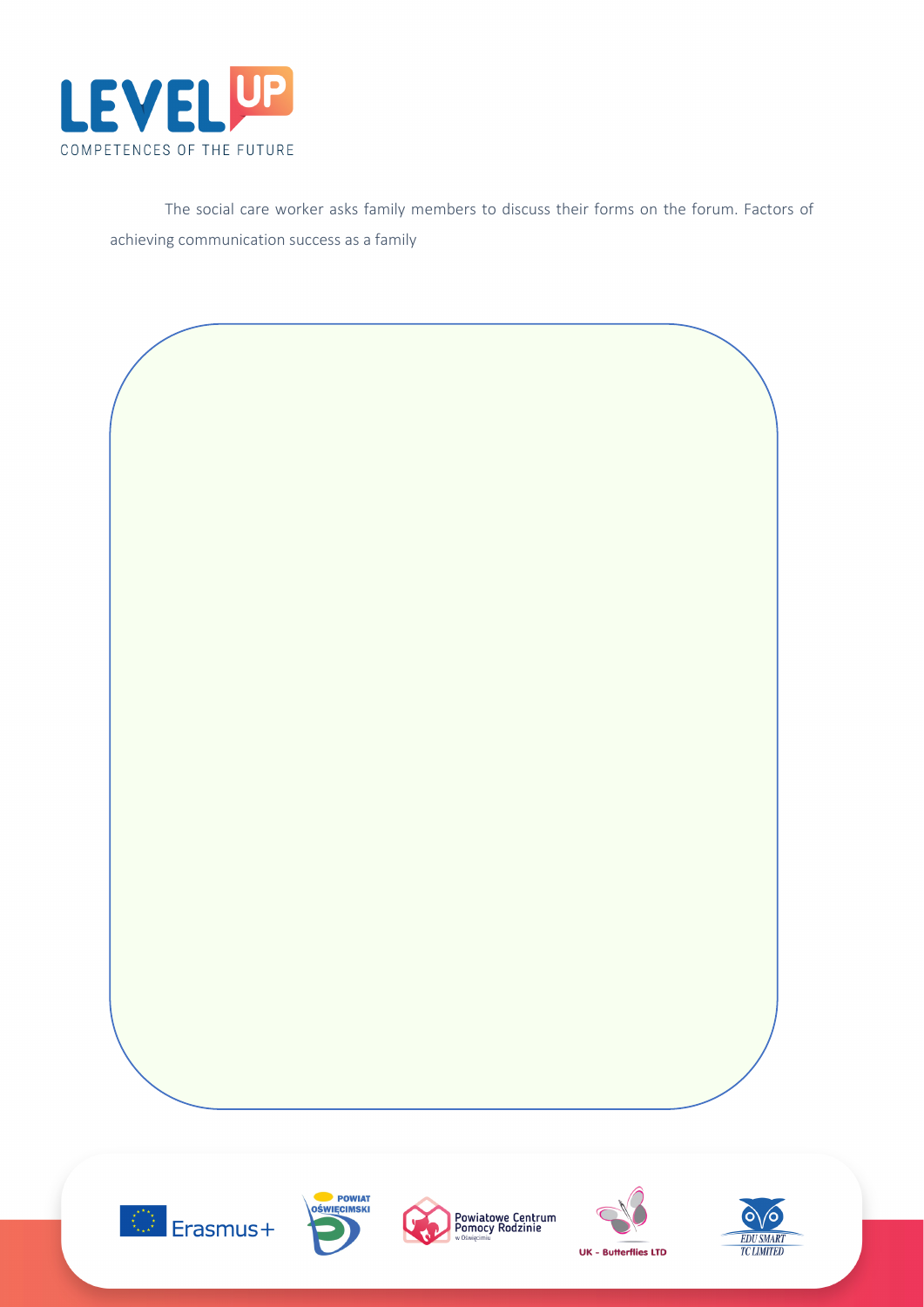The social care worker asks family members to discuss their forms on the forum. Factors of achieving communication success as a family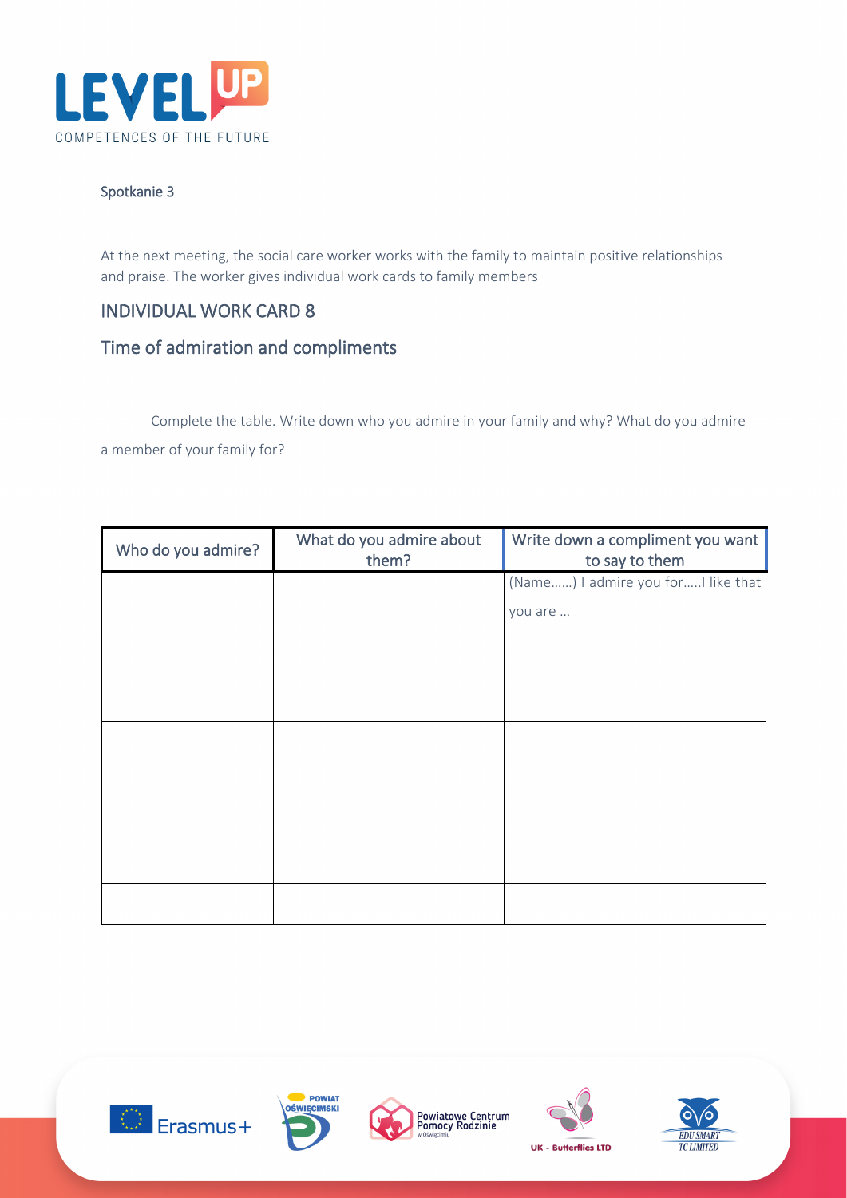Spotkanie 3

At the next meeting, the social care worker works with the family to maintain positive relationships and praise. The worker gives individual work cards to family members

## INDIVIDUAL WORK CARD 8

## Time of admiration and compliments

Complete the table. Write down who you admire in your family and why? What do you admire a member of your family for?

| Who do you admire? | What do you admire about them? | Write down a compliment you want to say to them |
|---|---|---|
| | | (Name……) I admire you for…..I like that you are … |
| | | |
| | | |
| | | |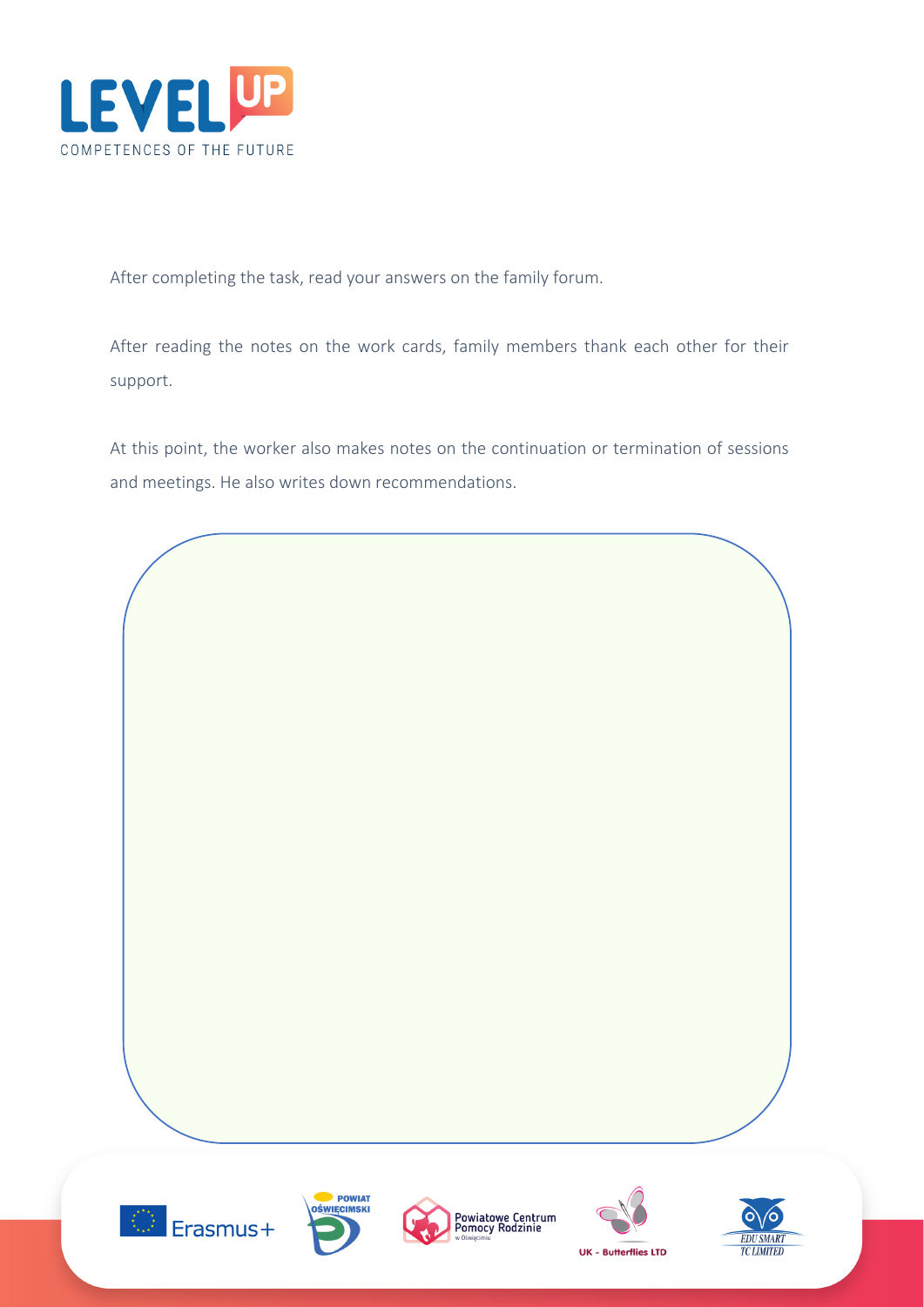After completing the task, read your answers on the family forum.

After reading the notes on the work cards, family members thank each other for their support.

At this point, the worker also makes notes on the continuation or termination of sessions and meetings. He also writes down recommendations.